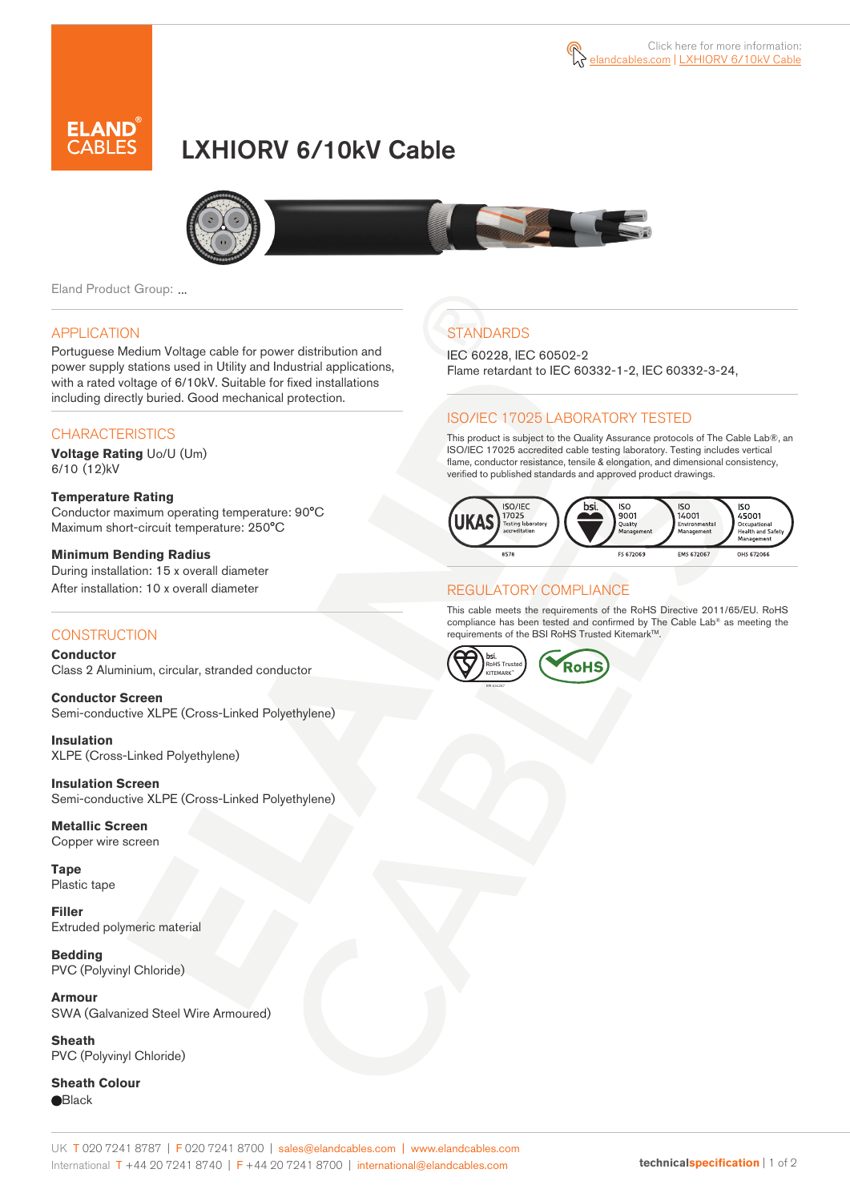Click here for more information: elandcables.com | LXHIORV 6/10kV Cable

# LXHIORV 6/10kV Cable

Eland Product Group: ...

## APPLICATION

Portuguese Medium Voltage cable for power distribution and power supply stations used in Utility and Industrial applications, with a rated voltage of 6/10kV. Suitable for fixed installations including directly buried. Good mechanical protection.

## CHARACTERISTICS

**Voltage Rating** Uo/U (Um)
6/10 (12)kV

**Temperature Rating**
Conductor maximum operating temperature: 90°C
Maximum short-circuit temperature: 250°C

**Minimum Bending Radius**
During installation: 15 x overall diameter
After installation: 10 x overall diameter

## CONSTRUCTION

**Conductor**
Class 2 Aluminium, circular, stranded conductor

**Conductor Screen**
Semi-conductive XLPE (Cross-Linked Polyethylene)

**Insulation**
XLPE (Cross-Linked Polyethylene)

**Insulation Screen**
Semi-conductive XLPE (Cross-Linked Polyethylene)

**Metallic Screen**
Copper wire screen

**Tape**
Plastic tape

**Filler**
Extruded polymeric material

**Bedding**
PVC (Polyvinyl Chloride)

**Armour**
SWA (Galvanized Steel Wire Armoured)

**Sheath**
PVC (Polyvinyl Chloride)

**Sheath Colour**
⬤Black

## STANDARDS

IEC 60228, IEC 60502-2
Flame retardant to IEC 60332-1-2, IEC 60332-3-24,

## ISO/IEC 17025 LABORATORY TESTED

This product is subject to the Quality Assurance protocols of The Cable Lab®, an ISO/IEC 17025 accredited cable testing laboratory. Testing includes vertical flame, conductor resistance, tensile & elongation, and dimensional consistency, verified to published standards and approved product drawings.

UKAS ISO/IEC 17025 Testing laboratory accreditation 8578 | bsi ISO 9001 Quality Management FS 672069 | ISO 14001 Environmental Management EMS 672067 | ISO 45001 Occupational Health and Safety Management OHS 672066

## REGULATORY COMPLIANCE

This cable meets the requirements of the RoHS Directive 2011/65/EU. RoHS compliance has been tested and confirmed by The Cable Lab® as meeting the requirements of the BSI RoHS Trusted Kitemark™.

bsi RoHS Trusted KITEMARK™ | RoHS

UK T 020 7241 8787 | F 020 7241 8700 | sales@elandcables.com | www.elandcables.com
International T +44 20 7241 8740 | F +44 20 7241 8700 | international@elandcables.com

technicalspecification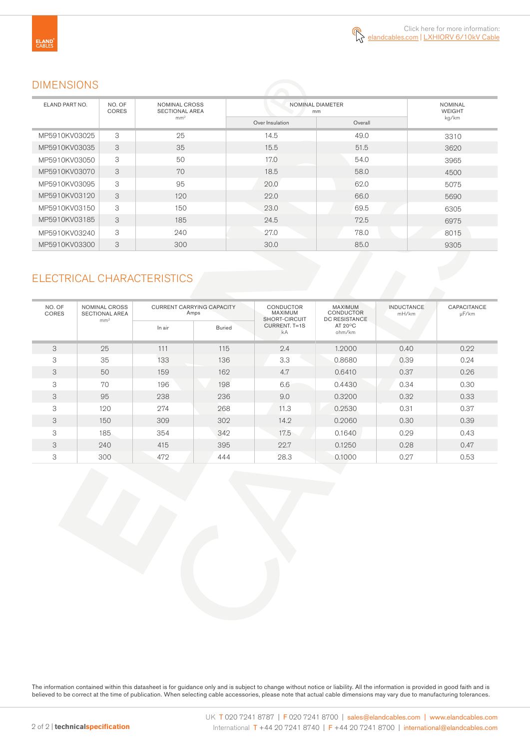Click here for more information: elandcables.com | LXHIORV 6/10kV Cable

## DIMENSIONS

| ELAND PART NO. | NO. OF CORES | NOMINAL CROSS SECTIONAL AREA mm² | NOMINAL DIAMETER mm | | NOMINAL WEIGHT kg/km |
|---|---|---|---|---|---|
| | | | Over Insulation | Overall | |
| MP5910KV03025 | 3 | 25 | 14.5 | 49.0 | 3310 |
| MP5910KV03035 | 3 | 35 | 15.5 | 51.5 | 3620 |
| MP5910KV03050 | 3 | 50 | 17.0 | 54.0 | 3965 |
| MP5910KV03070 | 3 | 70 | 18.5 | 58.0 | 4500 |
| MP5910KV03095 | 3 | 95 | 20.0 | 62.0 | 5075 |
| MP5910KV03120 | 3 | 120 | 22.0 | 66.0 | 5690 |
| MP5910KV03150 | 3 | 150 | 23.0 | 69.5 | 6305 |
| MP5910KV03185 | 3 | 185 | 24.5 | 72.5 | 6975 |
| MP5910KV03240 | 3 | 240 | 27.0 | 78.0 | 8015 |
| MP5910KV03300 | 3 | 300 | 30.0 | 85.0 | 9305 |

## ELECTRICAL CHARACTERISTICS

| NO. OF CORES | NOMINAL CROSS SECTIONAL AREA mm² | CURRENT CARRYING CAPACITY Amps | | CONDUCTOR MAXIMUM SHORT-CIRCUIT CURRENT. T=1S kA | MAXIMUM CONDUCTOR DC RESISTANCE AT 20ºC ohm/km | INDUCTANCE mH/km | CAPACITANCE μF/km |
|---|---|---|---|---|---|---|---|
| | | In air | Buried | | | | |
| 3 | 25 | 111 | 115 | 2.4 | 1.2000 | 0.40 | 0.22 |
| 3 | 35 | 133 | 136 | 3.3 | 0.8680 | 0.39 | 0.24 |
| 3 | 50 | 159 | 162 | 4.7 | 0.6410 | 0.37 | 0.26 |
| 3 | 70 | 196 | 198 | 6.6 | 0.4430 | 0.34 | 0.30 |
| 3 | 95 | 238 | 236 | 9.0 | 0.3200 | 0.32 | 0.33 |
| 3 | 120 | 274 | 268 | 11.3 | 0.2530 | 0.31 | 0.37 |
| 3 | 150 | 309 | 302 | 14.2 | 0.2060 | 0.30 | 0.39 |
| 3 | 185 | 354 | 342 | 17.5 | 0.1640 | 0.29 | 0.43 |
| 3 | 240 | 415 | 395 | 22.7 | 0.1250 | 0.28 | 0.47 |
| 3 | 300 | 472 | 444 | 28.3 | 0.1000 | 0.27 | 0.53 |

The information contained within this datasheet is for guidance only and is subject to change without notice or liability. All the information is provided in good faith and is believed to be correct at the time of publication. When selecting cable accessories, please note that actual cable dimensions may vary due to manufacturing tolerances.

UK T 020 7241 8787 | F 020 7241 8700 | sales@elandcables.com | www.elandcables.com
International T +44 20 7241 8740 | F +44 20 7241 8700 | international@elandcables.com